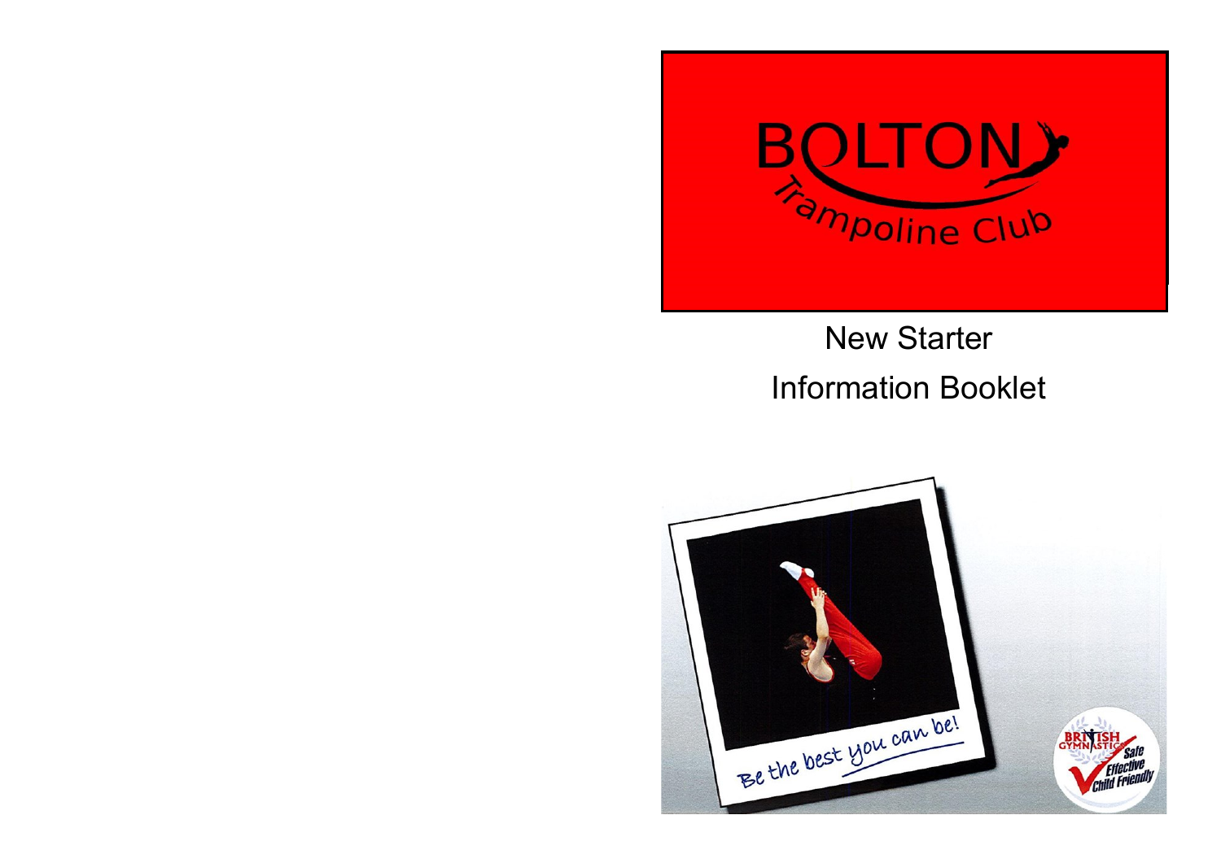# BOLTON Trampoline Club

New Starter

Information Booklet

Be the best you can be!

British Gymnastics — Safe, Effective, Child Friendly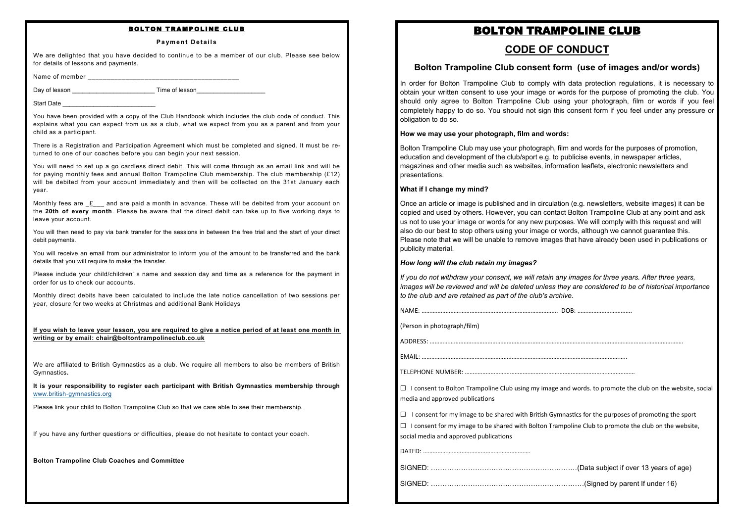# BOLTON TRAMPOLINE CLUB

**Payment Details**

We are delighted that you have decided to continue to be a member of our club. Please see below for details of lessons and payments.

Name of member ___________________________________________

Day of lesson _______________________ Time of lesson____________________

Start Date ___________________________

You have been provided with a copy of the Club Handbook which includes the club code of conduct. This explains what you can expect from us as a club, what we expect from you as a parent and from your child as a participant.

There is a Registration and Participation Agreement which must be completed and signed. It must be returned to one of our coaches before you can begin your next session.

You will need to set up a go cardless direct debit. This will come through as an email link and will be for paying monthly fees and annual Bolton Trampoline Club membership. The club membership (£12) will be debited from your account immediately and then will be collected on the 31st January each year.

Monthly fees are _£___ and are paid a month in advance. These will be debited from your account on the **20th of every month**. Please be aware that the direct debit can take up to five working days to leave your account.

You will then need to pay via bank transfer for the sessions in between the free trial and the start of your direct debit payments.

You will receive an email from our administrator to inform you of the amount to be transferred and the bank details that you will require to make the transfer.

Please include your child/children' s name and session day and time as a reference for the payment in order for us to check our accounts.

Monthly direct debits have been calculated to include the late notice cancellation of two sessions per year, closure for two weeks at Christmas and additional Bank Holidays

**If you wish to leave your lesson, you are required to give a notice period of at least one month in writing or by email: chair@boltontrampolineclub.co.uk**

We are affiliated to British Gymnastics as a club. We require all members to also be members of British Gymnastics**.**

**It is your responsibility to register each participant with British Gymnastics membership through** www.british-gymnastics.org

Please link your child to Bolton Trampoline Club so that we care able to see their membership.

If you have any further questions or difficulties, please do not hesitate to contact your coach.

**Bolton Trampoline Club Coaches and Committee**

# BOLTON TRAMPOLINE CLUB

## CODE OF CONDUCT

### Bolton Trampoline Club consent form (use of images and/or words)

In order for Bolton Trampoline Club to comply with data protection regulations, it is necessary to obtain your written consent to use your image or words for the purpose of promoting the club. You should only agree to Bolton Trampoline Club using your photograph, film or words if you feel completely happy to do so. You should not sign this consent form if you feel under any pressure or obligation to do so.

**How we may use your photograph, film and words:**

Bolton Trampoline Club may use your photograph, film and words for the purposes of promotion, education and development of the club/sport e.g. to publicise events, in newspaper articles, magazines and other media such as websites, information leaflets, electronic newsletters and presentations.

**What if I change my mind?**

Once an article or image is published and in circulation (e.g. newsletters, website images) it can be copied and used by others. However, you can contact Bolton Trampoline Club at any point and ask us not to use your image or words for any new purposes. We will comply with this request and will also do our best to stop others using your image or words, although we cannot guarantee this. Please note that we will be unable to remove images that have already been used in publications or publicity material.

***How long will the club retain my images?***

*If you do not withdraw your consent, we will retain any images for three years. After three years, images will be reviewed and will be deleted unless they are considered to be of historical importance to the club and are retained as part of the club's archive.*

NAME: ………………………………………………………………………… DOB: ……………………………

(Person in photograph/film)

ADDRESS: ……………………………………………………………………………………………………………………………………

EMAIL: ……………………………………………………………………………………………………

TELEPHONE NUMBER: ………………………………………………………………………………………

☐ I consent to Bolton Trampoline Club using my image and words. to promote the club on the website, social media and approved publications

☐ I consent for my image to be shared with British Gymnastics for the purposes of promoting the sport

☐ I consent for my image to be shared with Bolton Trampoline Club to promote the club on the website, social media and approved publications

DATED: …………………………………………………………

SIGNED: ………………………………………………………(Data subject if over 13 years of age)

SIGNED: …………………………………………………………(Signed by parent If under 16)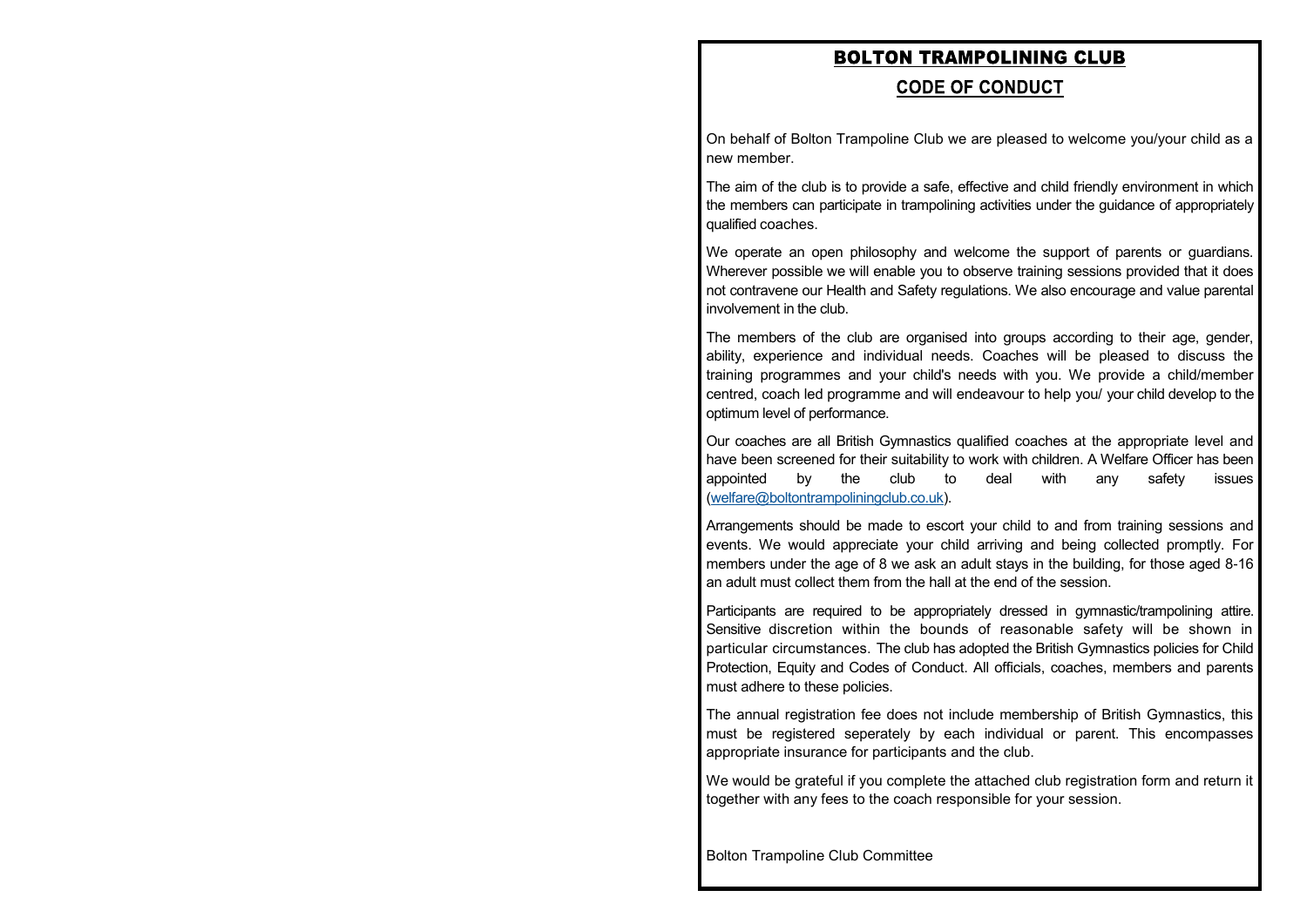# BOLTON TRAMPOLINING CLUB

## CODE OF CONDUCT

On behalf of Bolton Trampoline Club we are pleased to welcome you/your child as a new member.

The aim of the club is to provide a safe, effective and child friendly environment in which the members can participate in trampolining activities under the guidance of appropriately qualified coaches.

We operate an open philosophy and welcome the support of parents or guardians. Wherever possible we will enable you to observe training sessions provided that it does not contravene our Health and Safety regulations. We also encourage and value parental involvement in the club.

The members of the club are organised into groups according to their age, gender, ability, experience and individual needs. Coaches will be pleased to discuss the training programmes and your child's needs with you. We provide a child/member centred, coach led programme and will endeavour to help you/ your child develop to the optimum level of performance.

Our coaches are all British Gymnastics qualified coaches at the appropriate level and have been screened for their suitability to work with children. A Welfare Officer has been appointed by the club to deal with any safety issues (welfare@boltontrampoliningclub.co.uk).

Arrangements should be made to escort your child to and from training sessions and events. We would appreciate your child arriving and being collected promptly. For members under the age of 8 we ask an adult stays in the building, for those aged 8-16 an adult must collect them from the hall at the end of the session.

Participants are required to be appropriately dressed in gymnastic/trampolining attire. Sensitive discretion within the bounds of reasonable safety will be shown in particular circumstances. The club has adopted the British Gymnastics policies for Child Protection, Equity and Codes of Conduct. All officials, coaches, members and parents must adhere to these policies.

The annual registration fee does not include membership of British Gymnastics, this must be registered seperately by each individual or parent. This encompasses appropriate insurance for participants and the club.

We would be grateful if you complete the attached club registration form and return it together with any fees to the coach responsible for your session.

Bolton Trampoline Club Committee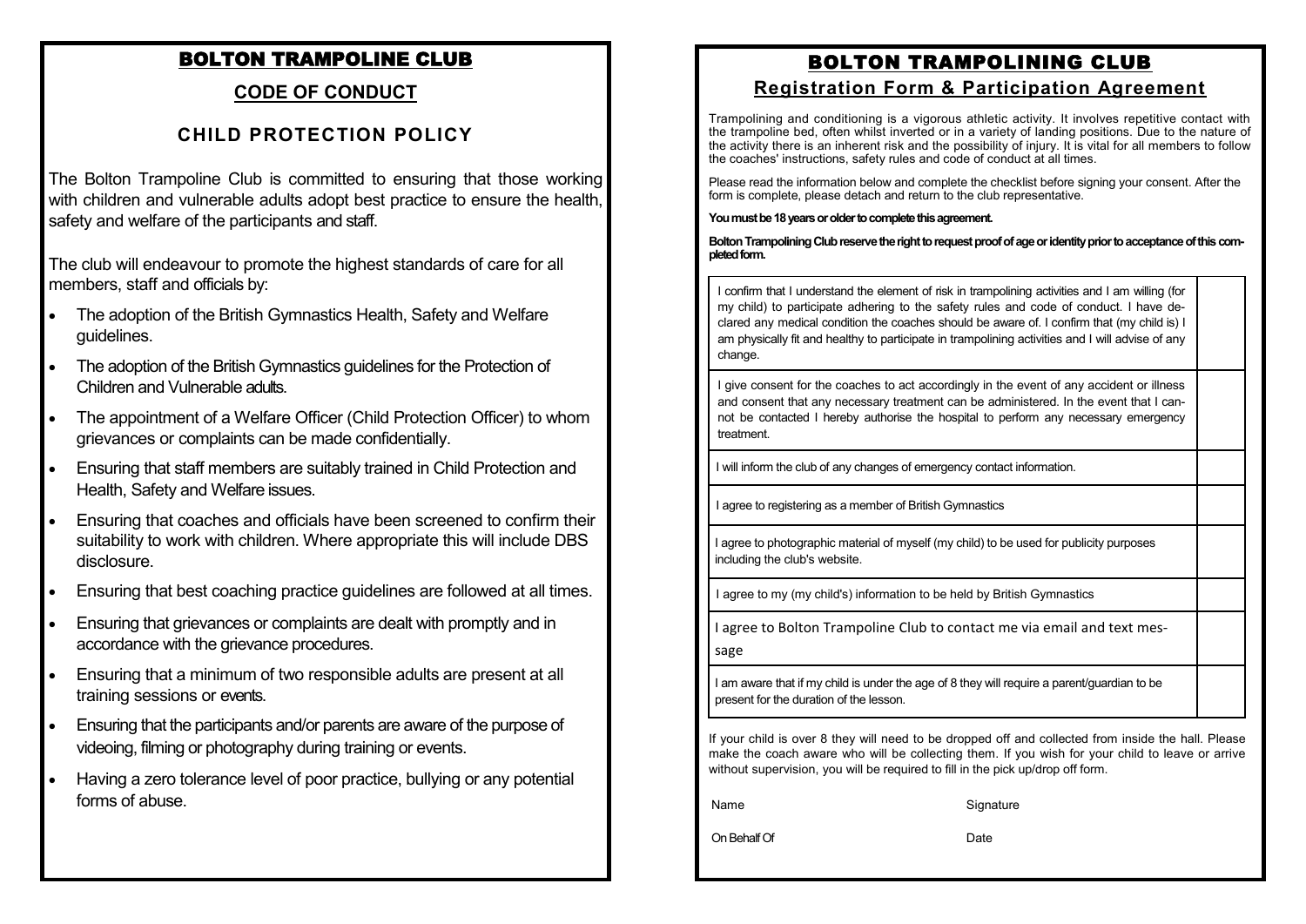# BOLTON TRAMPOLINE CLUB

## CODE OF CONDUCT

## CHILD PROTECTION POLICY

The Bolton Trampoline Club is committed to ensuring that those working with children and vulnerable adults adopt best practice to ensure the health, safety and welfare of the participants and staff.

The club will endeavour to promote the highest standards of care for all members, staff and officials by:

- The adoption of the British Gymnastics Health, Safety and Welfare guidelines.
- The adoption of the British Gymnastics guidelines for the Protection of Children and Vulnerable adults.
- The appointment of a Welfare Officer (Child Protection Officer) to whom grievances or complaints can be made confidentially.
- Ensuring that staff members are suitably trained in Child Protection and Health, Safety and Welfare issues.
- Ensuring that coaches and officials have been screened to confirm their suitability to work with children. Where appropriate this will include DBS disclosure.
- Ensuring that best coaching practice guidelines are followed at all times.
- Ensuring that grievances or complaints are dealt with promptly and in accordance with the grievance procedures.
- Ensuring that a minimum of two responsible adults are present at all training sessions or events.
- Ensuring that the participants and/or parents are aware of the purpose of videoing, filming or photography during training or events.
- Having a zero tolerance level of poor practice, bullying or any potential forms of abuse.

# BOLTON TRAMPOLINING CLUB

## Registration Form & Participation Agreement

Trampolining and conditioning is a vigorous athletic activity. It involves repetitive contact with the trampoline bed, often whilst inverted or in a variety of landing positions. Due to the nature of the activity there is an inherent risk and the possibility of injury. It is vital for all members to follow the coaches' instructions, safety rules and code of conduct at all times.

Please read the information below and complete the checklist before signing your consent. After the form is complete, please detach and return to the club representative.

**You must be 18 years or older to complete this agreement.**

**Bolton Trampolining Club reserve the right to request proof of age or identity prior to acceptance of this completed form.**

| | |
|---|---|
| I confirm that I understand the element of risk in trampolining activities and I am willing (for my child) to participate adhering to the safety rules and code of conduct. I have declared any medical condition the coaches should be aware of. I confirm that (my child is) I am physically fit and healthy to participate in trampolining activities and I will advise of any change. | |
| I give consent for the coaches to act accordingly in the event of any accident or illness and consent that any necessary treatment can be administered. In the event that I cannot be contacted I hereby authorise the hospital to perform any necessary emergency treatment. | |
| I will inform the club of any changes of emergency contact information. | |
| I agree to registering as a member of British Gymnastics | |
| I agree to photographic material of myself (my child) to be used for publicity purposes including the club's website. | |
| I agree to my (my child's) information to be held by British Gymnastics | |
| I agree to Bolton Trampoline Club to contact me via email and text message | |
| I am aware that if my child is under the age of 8 they will require a parent/guardian to be present for the duration of the lesson. | |

If your child is over 8 they will need to be dropped off and collected from inside the hall. Please make the coach aware who will be collecting them. If you wish for your child to leave or arrive without supervision, you will be required to fill in the pick up/drop off form.

Name Signature

On Behalf Of Date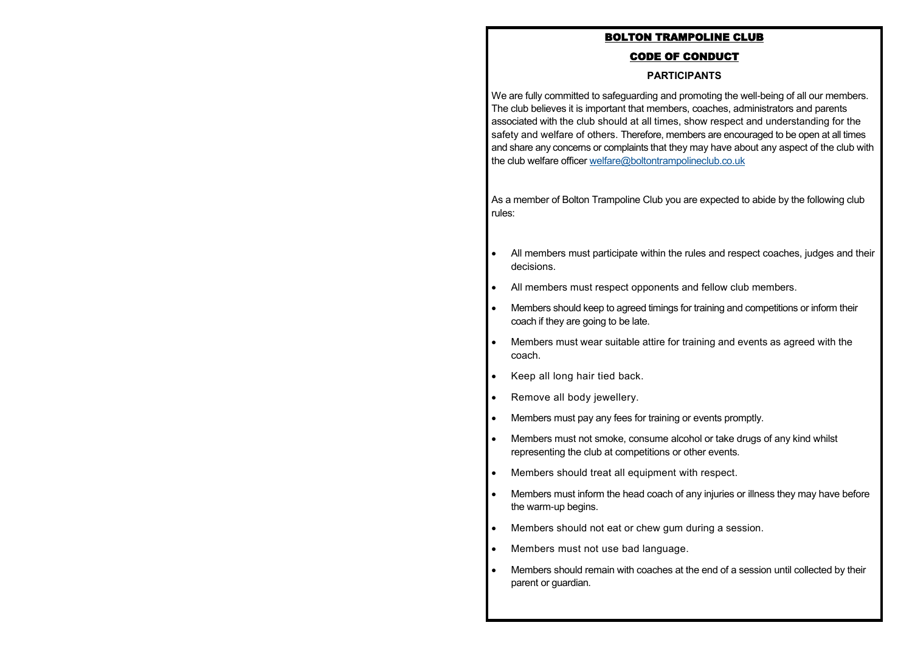# BOLTON TRAMPOLINE CLUB

## CODE OF CONDUCT

### PARTICIPANTS

We are fully committed to safeguarding and promoting the well-being of all our members. The club believes it is important that members, coaches, administrators and parents associated with the club should at all times, show respect and understanding for the safety and welfare of others. Therefore, members are encouraged to be open at all times and share any concerns or complaints that they may have about any aspect of the club with the club welfare officer welfare@boltontrampolineclub.co.uk

As a member of Bolton Trampoline Club you are expected to abide by the following club rules:

- All members must participate within the rules and respect coaches, judges and their decisions.
- All members must respect opponents and fellow club members.
- Members should keep to agreed timings for training and competitions or inform their coach if they are going to be late.
- Members must wear suitable attire for training and events as agreed with the coach.
- Keep all long hair tied back.
- Remove all body jewellery.
- Members must pay any fees for training or events promptly.
- Members must not smoke, consume alcohol or take drugs of any kind whilst representing the club at competitions or other events.
- Members should treat all equipment with respect.
- Members must inform the head coach of any injuries or illness they may have before the warm-up begins.
- Members should not eat or chew gum during a session.
- Members must not use bad language.
- Members should remain with coaches at the end of a session until collected by their parent or guardian.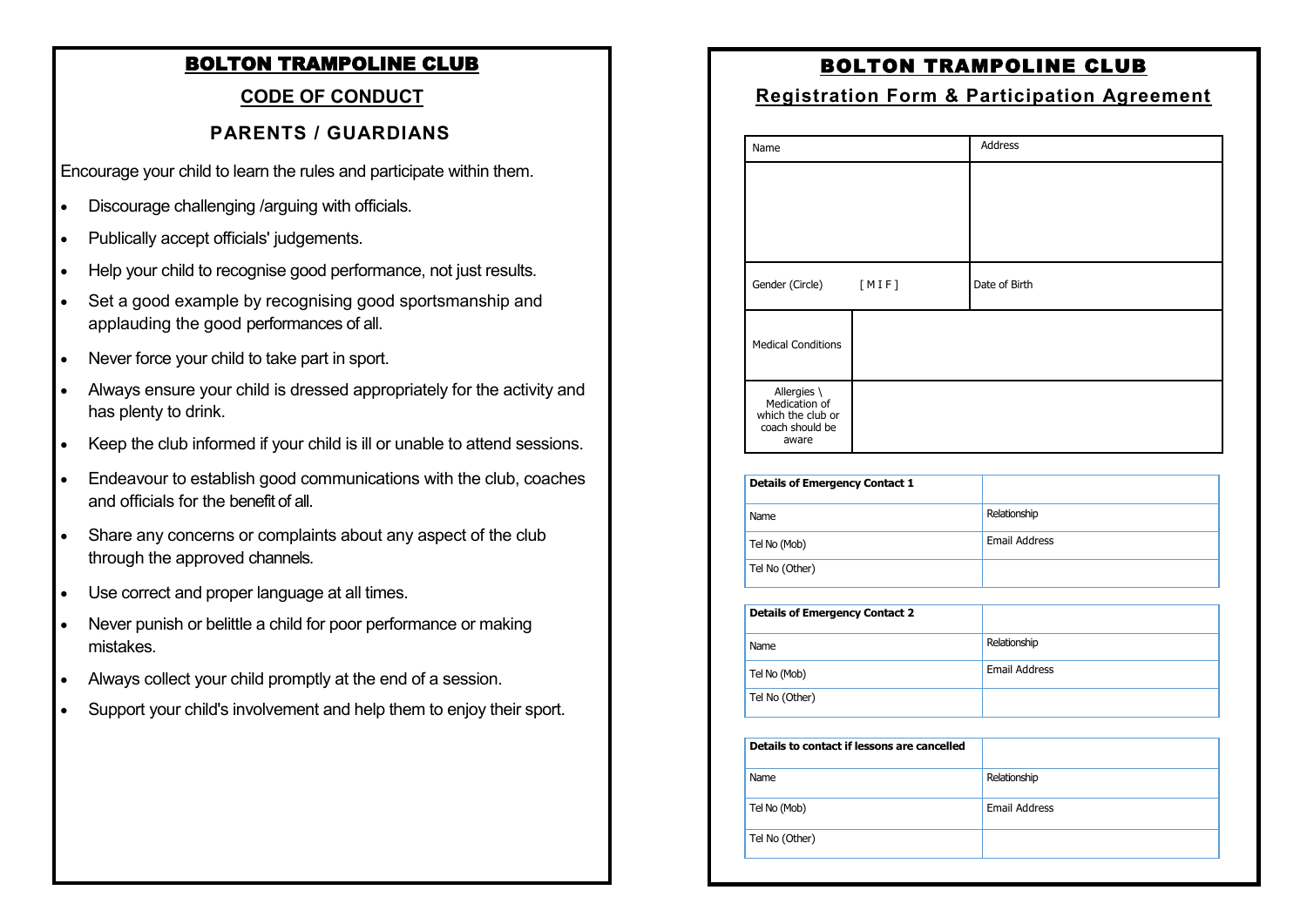# BOLTON TRAMPOLINE CLUB

## CODE OF CONDUCT

### PARENTS / GUARDIANS

Encourage your child to learn the rules and participate within them.

- Discourage challenging /arguing with officials.
- Publically accept officials' judgements.
- Help your child to recognise good performance, not just results.
- Set a good example by recognising good sportsmanship and applauding the good performances of all.
- Never force your child to take part in sport.
- Always ensure your child is dressed appropriately for the activity and has plenty to drink.
- Keep the club informed if your child is ill or unable to attend sessions.
- Endeavour to establish good communications with the club, coaches and officials for the benefit of all.
- Share any concerns or complaints about any aspect of the club through the approved channels.
- Use correct and proper language at all times.
- Never punish or belittle a child for poor performance or making mistakes.
- Always collect your child promptly at the end of a session.
- Support your child's involvement and help them to enjoy their sport.

# BOLTON TRAMPOLINE CLUB

## Registration Form & Participation Agreement

| Name | | Address |
|---|---|---|
| | | |
| Gender (Circle) | [ M I F ] | Date of Birth |
| Medical Conditions | | |
| Allergies \ Medication of which the club or coach should be aware | | |

| Details of Emergency Contact 1 | |
|---|---|
| Name | Relationship |
| Tel No (Mob) | Email Address |
| Tel No (Other) | |

| Details of Emergency Contact 2 | |
|---|---|
| Name | Relationship |
| Tel No (Mob) | Email Address |
| Tel No (Other) | |

| Details to contact if lessons are cancelled | |
|---|---|
| Name | Relationship |
| Tel No (Mob) | Email Address |
| Tel No (Other) | |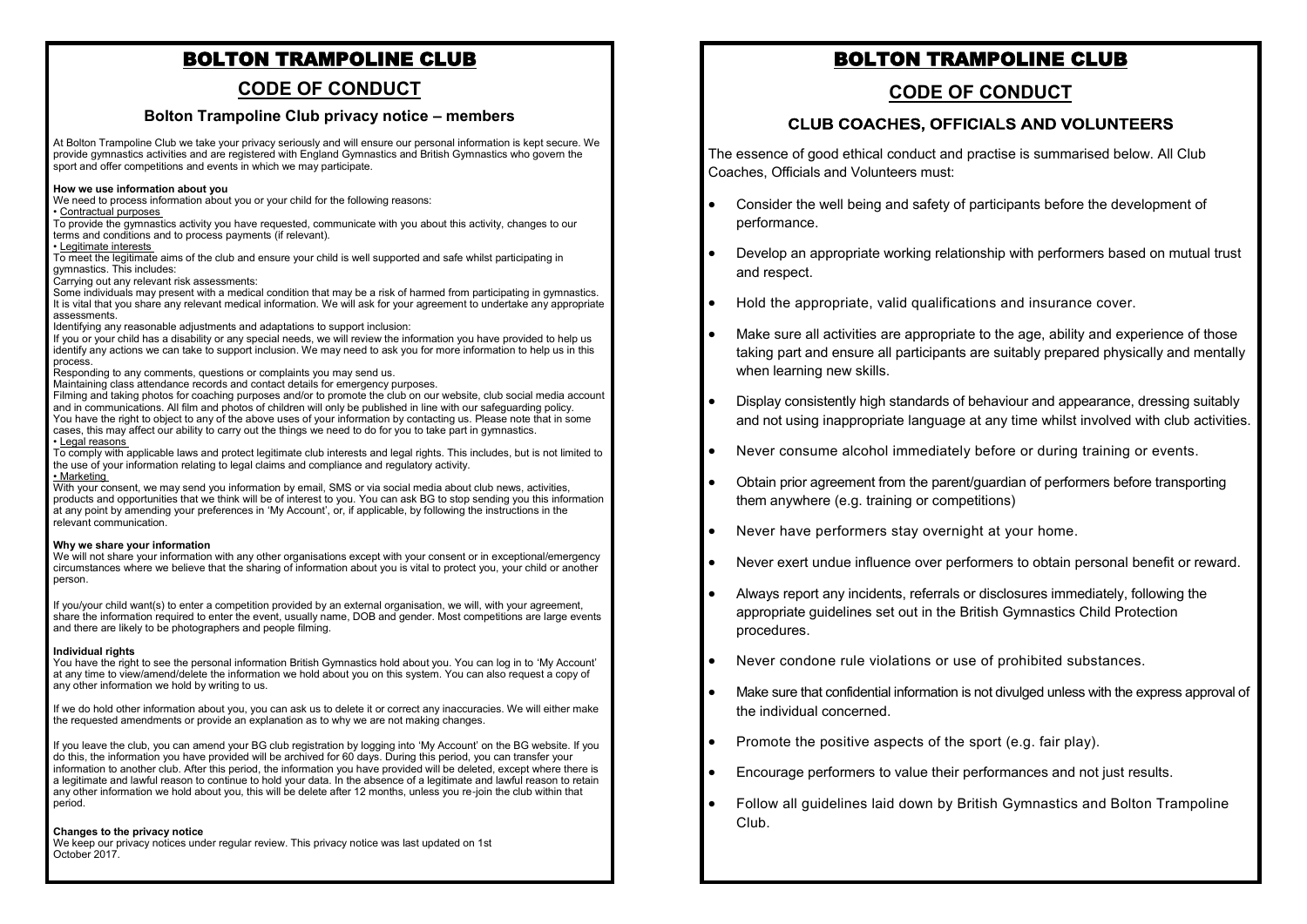# BOLTON TRAMPOLINE CLUB

## CODE OF CONDUCT

### Bolton Trampoline Club privacy notice – members

At Bolton Trampoline Club we take your privacy seriously and will ensure our personal information is kept secure. We provide gymnastics activities and are registered with England Gymnastics and British Gymnastics who govern the sport and offer competitions and events in which we may participate.

**How we use information about you**

We need to process information about you or your child for the following reasons:

• Contractual purposes

To provide the gymnastics activity you have requested, communicate with you about this activity, changes to our terms and conditions and to process payments (if relevant).

• Legitimate interests

To meet the legitimate aims of the club and ensure your child is well supported and safe whilst participating in gymnastics. This includes:

Carrying out any relevant risk assessments:

Some individuals may present with a medical condition that may be a risk of harmed from participating in gymnastics. It is vital that you share any relevant medical information. We will ask for your agreement to undertake any appropriate assessments.

Identifying any reasonable adjustments and adaptations to support inclusion:

If you or your child has a disability or any special needs, we will review the information you have provided to help us identify any actions we can take to support inclusion. We may need to ask you for more information to help us in this process.

Responding to any comments, questions or complaints you may send us.

Maintaining class attendance records and contact details for emergency purposes.

Filming and taking photos for coaching purposes and/or to promote the club on our website, club social media account and in communications. All film and photos of children will only be published in line with our safeguarding policy.

You have the right to object to any of the above uses of your information by contacting us. Please note that in some cases, this may affect our ability to carry out the things we need to do for you to take part in gymnastics.

• Legal reasons

To comply with applicable laws and protect legitimate club interests and legal rights. This includes, but is not limited to the use of your information relating to legal claims and compliance and regulatory activity.

• Marketing

With your consent, we may send you information by email, SMS or via social media about club news, activities, products and opportunities that we think will be of interest to you. You can ask BG to stop sending you this information at any point by amending your preferences in 'My Account', or, if applicable, by following the instructions in the relevant communication.

**Why we share your information**

We will not share your information with any other organisations except with your consent or in exceptional/emergency circumstances where we believe that the sharing of information about you is vital to protect you, your child or another person.

If you/your child want(s) to enter a competition provided by an external organisation, we will, with your agreement, share the information required to enter the event, usually name, DOB and gender. Most competitions are large events and there are likely to be photographers and people filming.

**Individual rights**

You have the right to see the personal information British Gymnastics hold about you. You can log in to 'My Account' at any time to view/amend/delete the information we hold about you on this system. You can also request a copy of any other information we hold by writing to us.

If we do hold other information about you, you can ask us to delete it or correct any inaccuracies. We will either make the requested amendments or provide an explanation as to why we are not making changes.

If you leave the club, you can amend your BG club registration by logging into 'My Account' on the BG website. If you do this, the information you have provided will be archived for 60 days. During this period, you can transfer your information to another club. After this period, the information you have provided will be deleted, except where there is a legitimate and lawful reason to continue to hold your data. In the absence of a legitimate and lawful reason to retain any other information we hold about you, this will be delete after 12 months, unless you re-join the club within that period.

**Changes to the privacy notice**

We keep our privacy notices under regular review. This privacy notice was last updated on 1st October 2017.

# BOLTON TRAMPOLINE CLUB

## CODE OF CONDUCT

### CLUB COACHES, OFFICIALS AND VOLUNTEERS

The essence of good ethical conduct and practise is summarised below. All Club Coaches, Officials and Volunteers must:

- Consider the well being and safety of participants before the development of performance.
- Develop an appropriate working relationship with performers based on mutual trust and respect.
- Hold the appropriate, valid qualifications and insurance cover.
- Make sure all activities are appropriate to the age, ability and experience of those taking part and ensure all participants are suitably prepared physically and mentally when learning new skills.
- Display consistently high standards of behaviour and appearance, dressing suitably and not using inappropriate language at any time whilst involved with club activities.
- Never consume alcohol immediately before or during training or events.
- Obtain prior agreement from the parent/guardian of performers before transporting them anywhere (e.g. training or competitions)
- Never have performers stay overnight at your home.
- Never exert undue influence over performers to obtain personal benefit or reward.
- Always report any incidents, referrals or disclosures immediately, following the appropriate guidelines set out in the British Gymnastics Child Protection procedures.
- Never condone rule violations or use of prohibited substances.
- Make sure that confidential information is not divulged unless with the express approval of the individual concerned.
- Promote the positive aspects of the sport (e.g. fair play).
- Encourage performers to value their performances and not just results.
- Follow all guidelines laid down by British Gymnastics and Bolton Trampoline Club.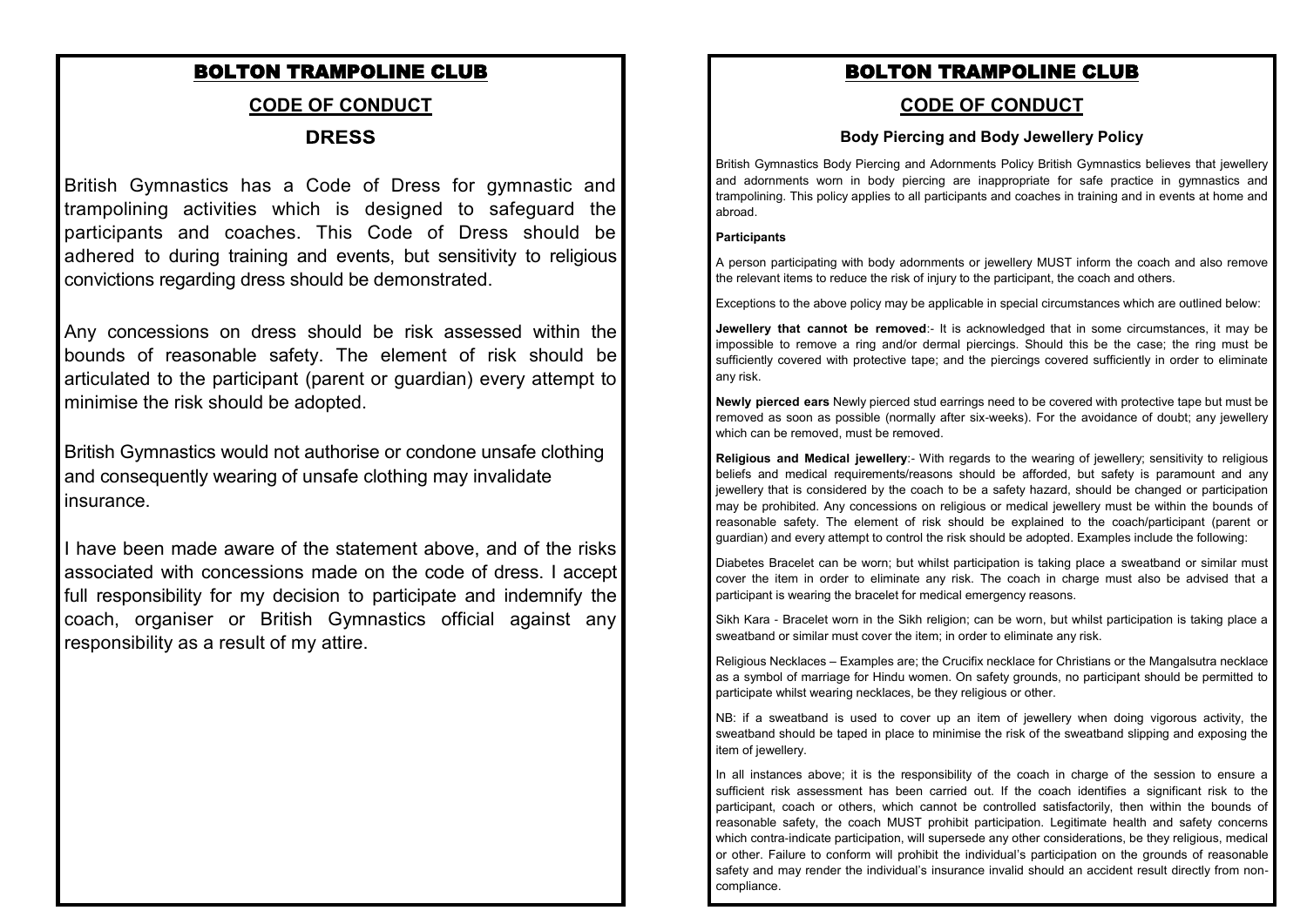# BOLTON TRAMPOLINE CLUB

## CODE OF CONDUCT

### DRESS

British Gymnastics has a Code of Dress for gymnastic and trampolining activities which is designed to safeguard the participants and coaches. This Code of Dress should be adhered to during training and events, but sensitivity to religious convictions regarding dress should be demonstrated.

Any concessions on dress should be risk assessed within the bounds of reasonable safety. The element of risk should be articulated to the participant (parent or guardian) every attempt to minimise the risk should be adopted.

British Gymnastics would not authorise or condone unsafe clothing and consequently wearing of unsafe clothing may invalidate insurance.

I have been made aware of the statement above, and of the risks associated with concessions made on the code of dress. I accept full responsibility for my decision to participate and indemnify the coach, organiser or British Gymnastics official against any responsibility as a result of my attire.

# BOLTON TRAMPOLINE CLUB

## CODE OF CONDUCT

### Body Piercing and Body Jewellery Policy

British Gymnastics Body Piercing and Adornments Policy British Gymnastics believes that jewellery and adornments worn in body piercing are inappropriate for safe practice in gymnastics and trampolining. This policy applies to all participants and coaches in training and in events at home and abroad.

**Participants**

A person participating with body adornments or jewellery MUST inform the coach and also remove the relevant items to reduce the risk of injury to the participant, the coach and others.

Exceptions to the above policy may be applicable in special circumstances which are outlined below:

**Jewellery that cannot be removed**:- It is acknowledged that in some circumstances, it may be impossible to remove a ring and/or dermal piercings. Should this be the case; the ring must be sufficiently covered with protective tape; and the piercings covered sufficiently in order to eliminate any risk.

**Newly pierced ears** Newly pierced stud earrings need to be covered with protective tape but must be removed as soon as possible (normally after six-weeks). For the avoidance of doubt; any jewellery which can be removed, must be removed.

**Religious and Medical jewellery**:- With regards to the wearing of jewellery; sensitivity to religious beliefs and medical requirements/reasons should be afforded, but safety is paramount and any jewellery that is considered by the coach to be a safety hazard, should be changed or participation may be prohibited. Any concessions on religious or medical jewellery must be within the bounds of reasonable safety. The element of risk should be explained to the coach/participant (parent or guardian) and every attempt to control the risk should be adopted. Examples include the following:

Diabetes Bracelet can be worn; but whilst participation is taking place a sweatband or similar must cover the item in order to eliminate any risk. The coach in charge must also be advised that a participant is wearing the bracelet for medical emergency reasons.

Sikh Kara - Bracelet worn in the Sikh religion; can be worn, but whilst participation is taking place a sweatband or similar must cover the item; in order to eliminate any risk.

Religious Necklaces – Examples are; the Crucifix necklace for Christians or the Mangalsutra necklace as a symbol of marriage for Hindu women. On safety grounds, no participant should be permitted to participate whilst wearing necklaces, be they religious or other.

NB: if a sweatband is used to cover up an item of jewellery when doing vigorous activity, the sweatband should be taped in place to minimise the risk of the sweatband slipping and exposing the item of jewellery.

In all instances above; it is the responsibility of the coach in charge of the session to ensure a sufficient risk assessment has been carried out. If the coach identifies a significant risk to the participant, coach or others, which cannot be controlled satisfactorily, then within the bounds of reasonable safety, the coach MUST prohibit participation. Legitimate health and safety concerns which contra-indicate participation, will supersede any other considerations, be they religious, medical or other. Failure to conform will prohibit the individual's participation on the grounds of reasonable safety and may render the individual's insurance invalid should an accident result directly from non-compliance.